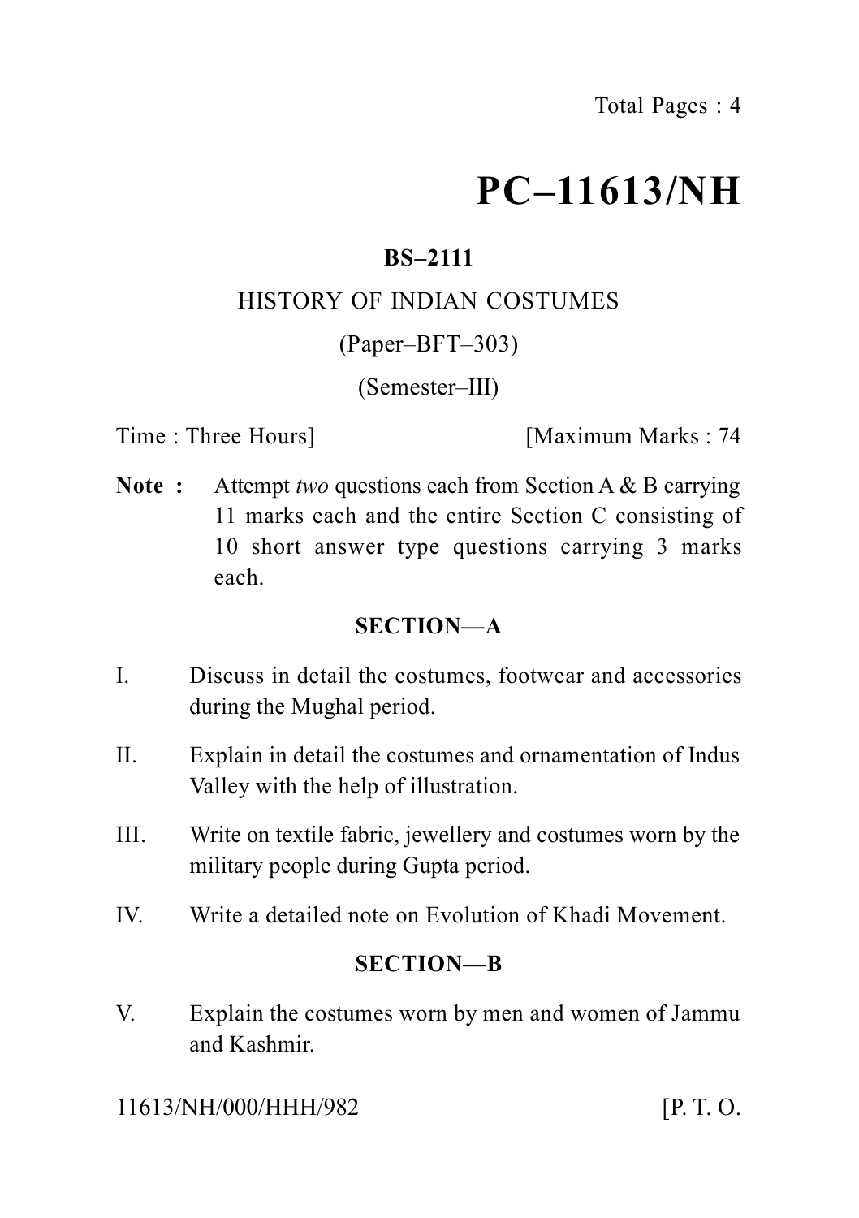# PC–11613/NH

**BS–2111**

HISTORY OF INDIAN COSTUMES

(Paper–BFT–303)

(Semester–III)

Time : Three Hours] [Maximum Marks : 74

**Note :** Attempt *two* questions each from Section A & B carrying 11 marks each and the entire Section C consisting of 10 short answer type questions carrying 3 marks each.

## SECTION—A

I. Discuss in detail the costumes, footwear and accessories during the Mughal period.

II. Explain in detail the costumes and ornamentation of Indus Valley with the help of illustration.

III. Write on textile fabric, jewellery and costumes worn by the military people during Gupta period.

IV. Write a detailed note on Evolution of Khadi Movement.

## SECTION—B

V. Explain the costumes worn by men and women of Jammu and Kashmir.

11613/NH/000/HHH/982 [P. T. O.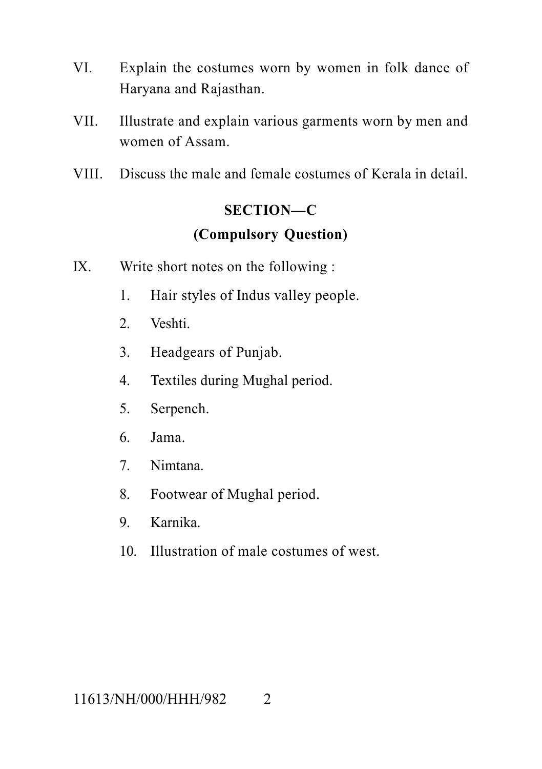VI. Explain the costumes worn by women in folk dance of Haryana and Rajasthan.

VII. Illustrate and explain various garments worn by men and women of Assam.

VIII. Discuss the male and female costumes of Kerala in detail.

## SECTION—C

### (Compulsory Question)

IX. Write short notes on the following :

1. Hair styles of Indus valley people.
2. Veshti.
3. Headgears of Punjab.
4. Textiles during Mughal period.
5. Serpench.
6. Jama.
7. Nimtana.
8. Footwear of Mughal period.
9. Karnika.
10. Illustration of male costumes of west.

11613/NH/000/HHH/982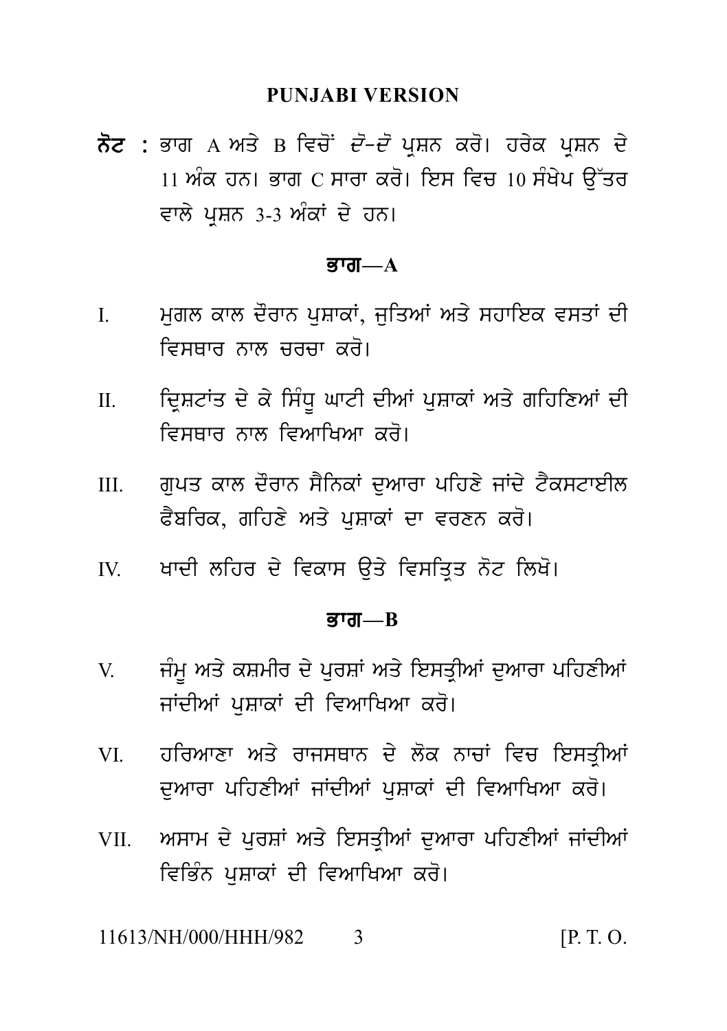## PUNJABI VERSION

**ਨੋਟ** : ਭਾਗ A ਅਤੇ B ਵਿਚੋਂ *ਦੋ-ਦੋ* ਪ੍ਰਸ਼ਨ ਕਰੋ। ਹਰੇਕ ਪ੍ਰਸ਼ਨ ਦੇ 11 ਅੰਕ ਹਨ। ਭਾਗ C ਸਾਰਾ ਕਰੋ। ਇਸ ਵਿਚ 10 ਸੰਖੇਪ ਉੱਤਰ ਵਾਲੇ ਪ੍ਰਸ਼ਨ 3-3 ਅੰਕਾਂ ਦੇ ਹਨ।

### ਭਾਗ—A

I. ਮੁਗਲ ਕਾਲ ਦੌਰਾਨ ਪੁਸ਼ਾਕਾਂ, ਜੁਤਿਆਂ ਅਤੇ ਸਹਾਇਕ ਵਸਤਾਂ ਦੀ ਵਿਸਥਾਰ ਨਾਲ ਚਰਚਾ ਕਰੋ।

II. ਦ੍ਰਿਸ਼ਟਾਂਤ ਦੇ ਕੇ ਸਿੰਧੂ ਘਾਟੀ ਦੀਆਂ ਪੁਸ਼ਾਕਾਂ ਅਤੇ ਗਹਿਣਿਆਂ ਦੀ ਵਿਸਥਾਰ ਨਾਲ ਵਿਆਖਿਆ ਕਰੋ।

III. ਗੁਪਤ ਕਾਲ ਦੌਰਾਨ ਸੈਨਿਕਾਂ ਦੁਆਰਾ ਪਹਿਣੇ ਜਾਂਦੇ ਟੈਕਸਟਾਈਲ ਫੈਬਰਿਕ, ਗਹਿਣੇ ਅਤੇ ਪੁਸ਼ਾਕਾਂ ਦਾ ਵਰਣਨ ਕਰੋ।

IV. ਖਾਦੀ ਲਹਿਰ ਦੇ ਵਿਕਾਸ ਉਤੇ ਵਿਸਤ੍ਰਿਤ ਨੋਟ ਲਿਖੋ।

### ਭਾਗ—B

V. ਜੰਮੂ ਅਤੇ ਕਸ਼ਮੀਰ ਦੇ ਪੁਰਸ਼ਾਂ ਅਤੇ ਇਸਤ੍ਰੀਆਂ ਦੁਆਰਾ ਪਹਿਣੀਆਂ ਜਾਂਦੀਆਂ ਪੁਸ਼ਾਕਾਂ ਦੀ ਵਿਆਖਿਆ ਕਰੋ।

VI. ਹਰਿਆਣਾ ਅਤੇ ਰਾਜਸਥਾਨ ਦੇ ਲੋਕ ਨਾਚਾਂ ਵਿਚ ਇਸਤ੍ਰੀਆਂ ਦੁਆਰਾ ਪਹਿਣੀਆਂ ਜਾਂਦੀਆਂ ਪੁਸ਼ਾਕਾਂ ਦੀ ਵਿਆਖਿਆ ਕਰੋ।

VII. ਅਸਾਮ ਦੇ ਪੁਰਸ਼ਾਂ ਅਤੇ ਇਸਤ੍ਰੀਆਂ ਦੁਆਰਾ ਪਹਿਣੀਆਂ ਜਾਂਦੀਆਂ ਵਿਭਿੰਨ ਪੁਸ਼ਾਕਾਂ ਦੀ ਵਿਆਖਿਆ ਕਰੋ।

11613/NH/000/HHH/982 [P. T. O.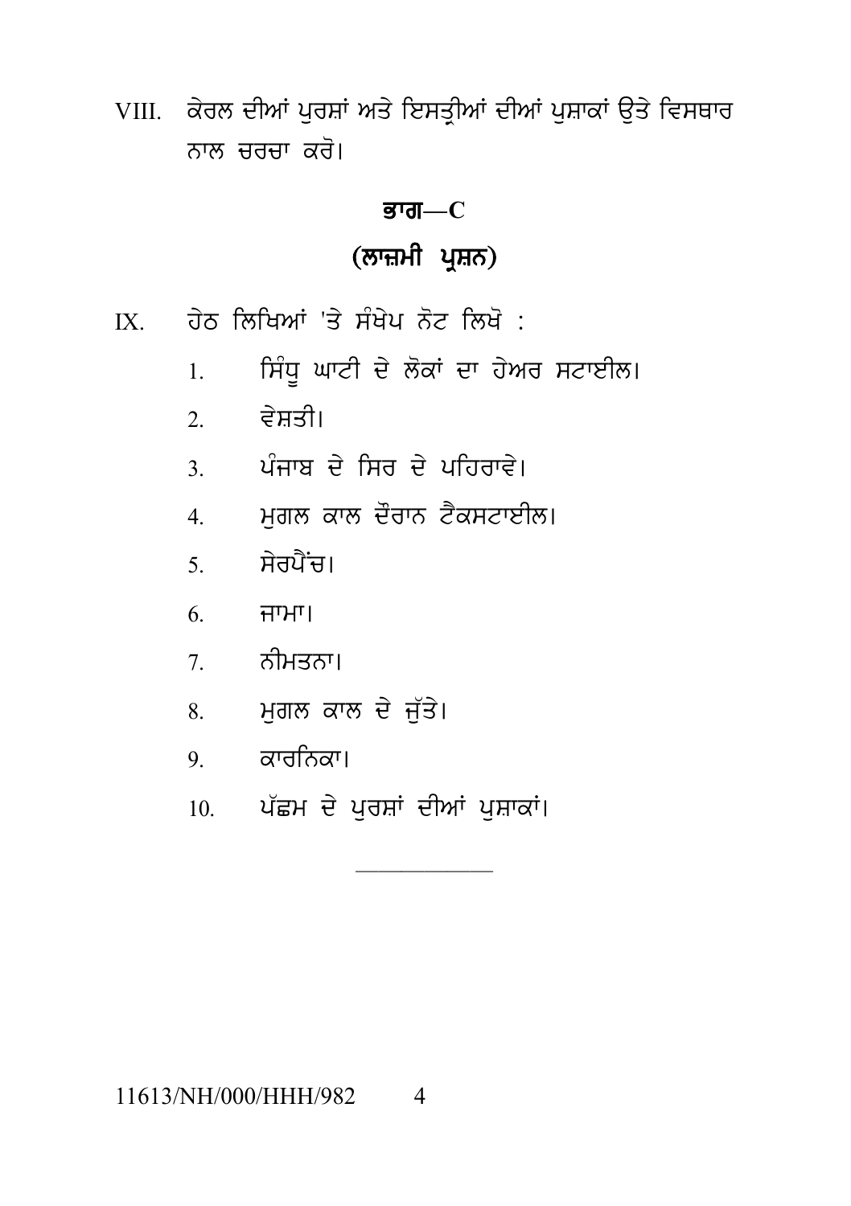VIII. ਕੇਰਲ ਦੀਆਂ ਪੁਰਸ਼ਾਂ ਅਤੇ ਇਸਤ੍ਰੀਆਂ ਦੀਆਂ ਪੁਸ਼ਾਕਾਂ ਉਤੇ ਵਿਸਥਾਰ ਨਾਲ ਚਰਚਾ ਕਰੋ।

## ਭਾਗ—C

### (ਲਾਜ਼ਮੀ ਪ੍ਰਸ਼ਨ)

IX. ਹੇਠ ਲਿਖਿਆਂ 'ਤੇ ਸੰਖੇਪ ਨੋਟ ਲਿਖੋ :

1. ਸਿੰਧੂ ਘਾਟੀ ਦੇ ਲੋਕਾਂ ਦਾ ਹੇਅਰ ਸਟਾਈਲ।
2. ਵੇਸ਼ਤੀ।
3. ਪੰਜਾਬ ਦੇ ਸਿਰ ਦੇ ਪਹਿਰਾਵੇ।
4. ਮੁਗਲ ਕਾਲ ਦੌਰਾਨ ਟੈਕਸਟਾਈਲ।
5. ਸੇਰਪੈਂਚ।
6. ਜਾਮਾ।
7. ਨੀਮਤਨਾ।
8. ਮੁਗਲ ਕਾਲ ਦੇ ਜੁੱਤੇ।
9. ਕਾਰਨਿਕਾ।
10. ਪੱਛਮ ਦੇ ਪੁਰਸ਼ਾਂ ਦੀਆਂ ਪੁਸ਼ਾਕਾਂ।

11613/NH/000/HHH/982